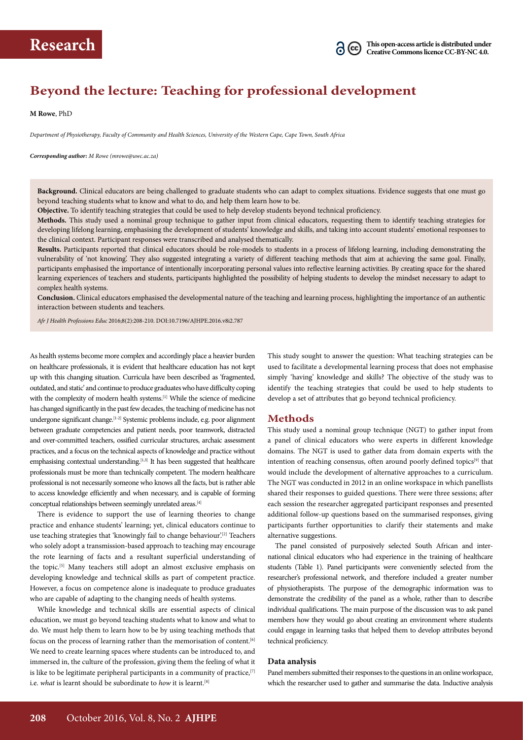**Research**

This open-access article is distributed under Creative Commons licence CC-BY-NC 4.0.

# Beyond the lecture: Teaching for professional development

**M Rowe**, PhD

*Department of Physiotherapy, Faculty of Community and Health Sciences, University of the Western Cape, Cape Town, South Africa*

***Corresponding author:** M Rowe (mrowe@uwc.ac.za)*

**Background.** Clinical educators are being challenged to graduate students who can adapt to complex situations. Evidence suggests that one must go beyond teaching students what to know and what to do, and help them learn how to be.

**Objective.** To identify teaching strategies that could be used to help develop students beyond technical proficiency.

**Methods.** This study used a nominal group technique to gather input from clinical educators, requesting them to identify teaching strategies for developing lifelong learning, emphasising the development of students' knowledge and skills, and taking into account students' emotional responses to the clinical context. Participant responses were transcribed and analysed thematically.

**Results.** Participants reported that clinical educators should be role-models to students in a process of lifelong learning, including demonstrating the vulnerability of 'not knowing'. They also suggested integrating a variety of different teaching methods that aim at achieving the same goal. Finally, participants emphasised the importance of intentionally incorporating personal values into reflective learning activities. By creating space for the shared learning experiences of teachers and students, participants highlighted the possibility of helping students to develop the mindset necessary to adapt to complex health systems.

**Conclusion.** Clinical educators emphasised the developmental nature of the teaching and learning process, highlighting the importance of an authentic interaction between students and teachers.

*Afr J Health Professions Educ* 2016;8(2):208-210. DOI:10.7196/AJHPE.2016.v8i2.787

As health systems become more complex and accordingly place a heavier burden on healthcare professionals, it is evident that healthcare education has not kept up with this changing situation. Curricula have been described as 'fragmented, outdated, and static' and continue to produce graduates who have difficulty coping with the complexity of modern health systems.[1] While the science of medicine has changed significantly in the past few decades, the teaching of medicine has not undergone significant change.[1-2] Systemic problems include, e.g. poor alignment between graduate competencies and patient needs, poor teamwork, distracted and over-committed teachers, ossified curricular structures, archaic assessment practices, and a focus on the technical aspects of knowledge and practice without emphasising contextual understanding.[1,3] It has been suggested that healthcare professionals must be more than technically competent. The modern healthcare professional is not necessarily someone who knows all the facts, but is rather able to access knowledge efficiently and when necessary, and is capable of forming conceptual relationships between seemingly unrelated areas.[4]

There is evidence to support the use of learning theories to change practice and enhance students' learning; yet, clinical educators continue to use teaching strategies that 'knowingly fail to change behaviour'.[2] Teachers who solely adopt a transmission-based approach to teaching may encourage the rote learning of facts and a resultant superficial understanding of the topic.[5] Many teachers still adopt an almost exclusive emphasis on developing knowledge and technical skills as part of competent practice. However, a focus on competence alone is inadequate to produce graduates who are capable of adapting to the changing needs of health systems.

While knowledge and technical skills are essential aspects of clinical education, we must go beyond teaching students what to know and what to do. We must help them to learn how to be by using teaching methods that focus on the process of learning rather than the memorisation of content.[6] We need to create learning spaces where students can be introduced to, and immersed in, the culture of the profession, giving them the feeling of what it is like to be legitimate peripheral participants in a community of practice,[7] i.e. *what* is learnt should be subordinate to *how* it is learnt.[8]

This study sought to answer the question: What teaching strategies can be used to facilitate a developmental learning process that does not emphasise simply 'having' knowledge and skills? The objective of the study was to identify the teaching strategies that could be used to help students to develop a set of attributes that go beyond technical proficiency.

## Methods

This study used a nominal group technique (NGT) to gather input from a panel of clinical educators who were experts in different knowledge domains. The NGT is used to gather data from domain experts with the intention of reaching consensus, often around poorly defined topics[9] that would include the development of alternative approaches to a curriculum. The NGT was conducted in 2012 in an online workspace in which panellists shared their responses to guided questions. There were three sessions; after each session the researcher aggregated participant responses and presented additional follow-up questions based on the summarised responses, giving participants further opportunities to clarify their statements and make alternative suggestions.

The panel consisted of purposively selected South African and international clinical educators who had experience in the training of healthcare students (Table 1). Panel participants were conveniently selected from the researcher's professional network, and therefore included a greater number of physiotherapists. The purpose of the demographic information was to demonstrate the credibility of the panel as a whole, rather than to describe individual qualifications. The main purpose of the discussion was to ask panel members how they would go about creating an environment where students could engage in learning tasks that helped them to develop attributes beyond technical proficiency.

### Data analysis

Panel members submitted their responses to the questions in an online workspace, which the researcher used to gather and summarise the data. Inductive analysis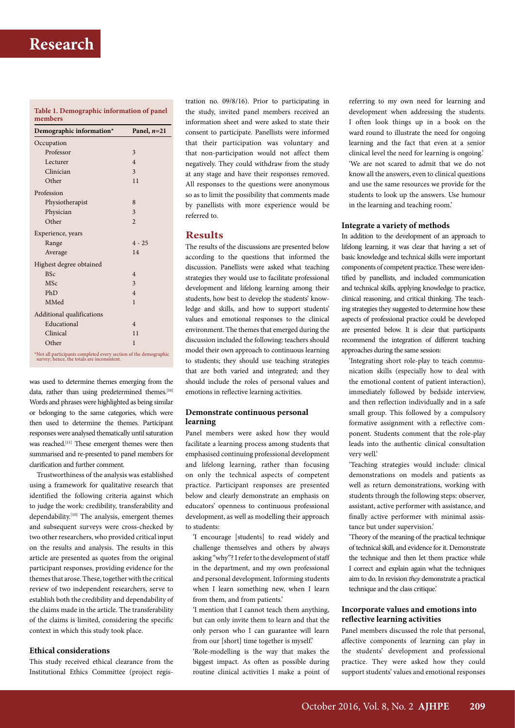**Table 1. Demographic information of panel members**

| Demographic information* | Panel, *n*=21 |
|---|---|
| Occupation | |
| Professor | 3 |
| Lecturer | 4 |
| Clinician | 3 |
| Other | 11 |
| Profession | |
| Physiotherapist | 8 |
| Physician | 3 |
| Other | 2 |
| Experience, years | |
| Range | 4 - 25 |
| Average | 14 |
| Highest degree obtained | |
| BSc | 4 |
| MSc | 3 |
| PhD | 4 |
| MMed | 1 |
| Additional qualifications | |
| Educational | 4 |
| Clinical | 11 |
| Other | 1 |

*Not all participants completed every section of the demographic survey; hence, the totals are inconsistent.

was used to determine themes emerging from the data, rather than using predetermined themes.[10] Words and phrases were highlighted as being similar or belonging to the same categories, which were then used to determine the themes. Participant responses were analysed thematically until saturation was reached.[11] These emergent themes were then summarised and re-presented to panel members for clarification and further comment.

Trustworthiness of the analysis was established using a framework for qualitative research that identified the following criteria against which to judge the work: credibility, transferability and dependability.[10] The analysis, emergent themes and subsequent surveys were cross-checked by two other researchers, who provided critical input on the results and analysis. The results in this article are presented as quotes from the original participant responses, providing evidence for the themes that arose. These, together with the critical review of two independent researchers, serve to establish both the credibility and dependability of the claims made in the article. The transferability of the claims is limited, considering the specific context in which this study took place.

### Ethical considerations

This study received ethical clearance from the Institutional Ethics Committee (project registration no. 09/8/16). Prior to participating in the study, invited panel members received an information sheet and were asked to state their consent to participate. Panellists were informed that their participation was voluntary and that non-participation would not affect them negatively. They could withdraw from the study at any stage and have their responses removed. All responses to the questions were anonymous so as to limit the possibility that comments made by panellists with more experience would be referred to.

## Results

The results of the discussions are presented below according to the questions that informed the discussion. Panellists were asked what teaching strategies they would use to facilitate professional development and lifelong learning among their students, how best to develop the students' knowledge and skills, and how to support students' values and emotional responses to the clinical environment. The themes that emerged during the discussion included the following: teachers should model their own approach to continuous learning to students; they should use teaching strategies that are both varied and integrated; and they should include the roles of personal values and emotions in reflective learning activities.

### Demonstrate continuous personal learning

Panel members were asked how they would facilitate a learning process among students that emphasised continuing professional development and lifelong learning, rather than focusing on only the technical aspects of competent practice. Participant responses are presented below and clearly demonstrate an emphasis on educators' openness to continuous professional development, as well as modelling their approach to students:

'I encourage [students] to read widely and challenge themselves and others by always asking "why"? I refer to the development of staff in the department, and my own professional and personal development. Informing students when I learn something new, when I learn from them, and from patients.'

'I mention that I cannot teach them anything, but can only invite them to learn and that the only person who I can guarantee will learn from our [short] time together is myself.'

'Role-modelling is the way that makes the biggest impact. As often as possible during routine clinical activities I make a point of referring to my own need for learning and development when addressing the students. I often look things up in a book on the ward round to illustrate the need for ongoing learning and the fact that even at a senior clinical level the need for learning is ongoing.'

'We are not scared to admit that we do not know all the answers, even to clinical questions and use the same resources we provide for the students to look up the answers. Use humour in the learning and teaching room.'

### Integrate a variety of methods

In addition to the development of an approach to lifelong learning, it was clear that having a set of basic knowledge and technical skills were important components of competent practice. These were identified by panellists, and included communication and technical skills, applying knowledge to practice, clinical reasoning, and critical thinking. The teaching strategies they suggested to determine how these aspects of professional practice could be developed are presented below. It is clear that participants recommend the integration of different teaching approaches during the same session:

'Integrating short role-play to teach communication skills (especially how to deal with the emotional content of patient interaction), immediately followed by bedside interview, and then reflection individually and in a safe small group. This followed by a compulsory formative assignment with a reflective component. Students comment that the role-play leads into the authentic clinical consultation very well.'

'Teaching strategies would include: clinical demonstrations on models and patients as well as return demonstrations, working with students through the following steps: observer, assistant, active performer with assistance, and finally active performer with minimal assistance but under supervision.'

'Theory of the meaning of the practical technique of technical skill, and evidence for it. Demonstrate the technique and then let them practice while I correct and explain again what the techniques aim to do. In revision *they* demonstrate a practical technique and the class critique.'

### Incorporate values and emotions into reflective learning activities

Panel members discussed the role that personal, affective components of learning can play in the students' development and professional practice. They were asked how they could support students' values and emotional responses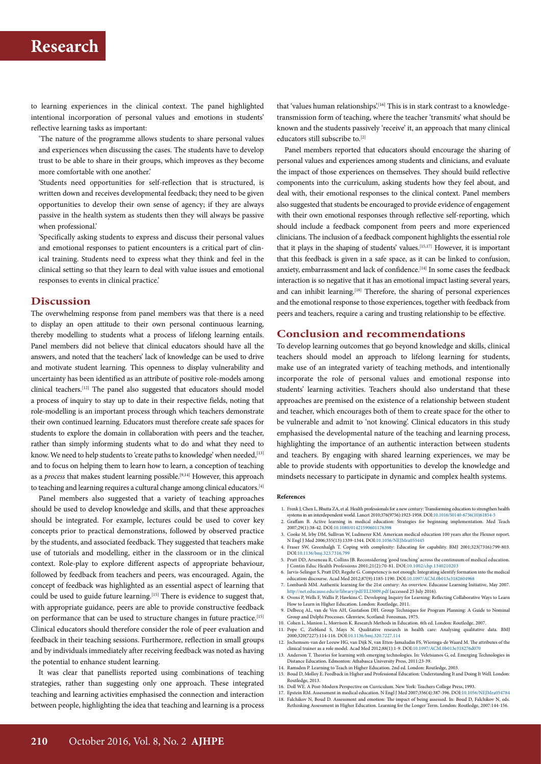to learning experiences in the clinical context. The panel highlighted intentional incorporation of personal values and emotions in students' reflective learning tasks as important:

'The nature of the programme allows students to share personal values and experiences when discussing the cases. The students have to develop trust to be able to share in their groups, which improves as they become more comfortable with one another.'

'Students need opportunities for self-reflection that is structured, is written down and receives developmental feedback; they need to be given opportunities to develop their own sense of agency; if they are always passive in the health system as students then they will always be passive when professional.'

'Specifically asking students to express and discuss their personal values and emotional responses to patient encounters is a critical part of clinical training. Students need to express what they think and feel in the clinical setting so that they learn to deal with value issues and emotional responses to events in clinical practice.'

## Discussion

The overwhelming response from panel members was that there is a need to display an open attitude to their own personal continuous learning, thereby modelling to students what a process of lifelong learning entails. Panel members did not believe that clinical educators should have all the answers, and noted that the teachers' lack of knowledge can be used to drive and motivate student learning. This openness to display vulnerability and uncertainty has been identified as an attribute of positive role-models among clinical teachers.[12] The panel also suggested that educators should model a process of inquiry to stay up to date in their respective fields, noting that role-modelling is an important process through which teachers demonstrate their own continued learning. Educators must therefore create safe spaces for students to explore the domain in collaboration with peers and the teacher, rather than simply informing students what to do and what they need to know. We need to help students to 'create paths to knowledge' when needed,[13] and to focus on helping them to learn how to learn, a conception of teaching as a *process* that makes student learning possible.[9,14] However, this approach to teaching and learning requires a cultural change among clinical educators.[4]

Panel members also suggested that a variety of teaching approaches should be used to develop knowledge and skills, and that these approaches should be integrated. For example, lectures could be used to cover key concepts prior to practical demonstrations, followed by observed practice by the students, and associated feedback. They suggested that teachers make use of tutorials and modelling, either in the classroom or in the clinical context. Role-play to explore different aspects of appropriate behaviour, followed by feedback from teachers and peers, was encouraged. Again, the concept of feedback was highlighted as an essential aspect of learning that could be used to guide future learning.[15] There is evidence to suggest that, with appropriate guidance, peers are able to provide constructive feedback on performance that can be used to structure changes in future practice.[15] Clinical educators should therefore consider the role of peer evaluation and feedback in their teaching sessions. Furthermore, reflection in small groups and by individuals immediately after receiving feedback was noted as having the potential to enhance student learning.

It was clear that panellists reported using combinations of teaching strategies, rather than suggesting only one approach. These integrated teaching and learning activities emphasised the connection and interaction between people, highlighting the idea that teaching and learning is a process that 'values human relationships'.[16] This is in stark contrast to a knowledge-transmission form of teaching, where the teacher 'transmits' what should be known and the students passively 'receive' it, an approach that many clinical educators still subscribe to.[2]

Panel members reported that educators should encourage the sharing of personal values and experiences among students and clinicians, and evaluate the impact of those experiences on themselves. They should build reflective components into the curriculum, asking students how they feel about, and deal with, their emotional responses to the clinical context. Panel members also suggested that students be encouraged to provide evidence of engagement with their own emotional responses through reflective self-reporting, which should include a feedback component from peers and more experienced clinicians. The inclusion of a feedback component highlights the essential role that it plays in the shaping of students' values.[15,17] However, it is important that this feedback is given in a safe space, as it can be linked to confusion, anxiety, embarrassment and lack of confidence.[14] In some cases the feedback interaction is so negative that it has an emotional impact lasting several years, and can inhibit learning.[18] Therefore, the sharing of personal experiences and the emotional response to those experiences, together with feedback from peers and teachers, require a caring and trusting relationship to be effective.

## Conclusion and recommendations

To develop learning outcomes that go beyond knowledge and skills, clinical teachers should model an approach to lifelong learning for students, make use of an integrated variety of teaching methods, and intentionally incorporate the role of personal values and emotional response into students' learning activities. Teachers should also understand that these approaches are premised on the existence of a relationship between student and teacher, which encourages both of them to create space for the other to be vulnerable and admit to 'not knowing'. Clinical educators in this study emphasised the developmental nature of the teaching and learning process, highlighting the importance of an authentic interaction between students and teachers. By engaging with shared learning experiences, we may be able to provide students with opportunities to develop the knowledge and mindsets necessary to participate in dynamic and complex health systems.

### References

1. Frenk J, Chen L, Bhutta ZA, et al. Health professionals for a new century: Transforming education to strengthen health systems in an interdependent world. Lancet 2010;376(9756):1923-1958. DOI:10.1016/S0140-6736(10)61854-5
2. Graffam B. Active learning in medical education: Strategies for beginning implementation. Med Teach 2007;29(1):38-42. DOI:10.1080/01421590601176398
3. Cooke M, Irby DM, Sullivan W, Ludmerer KM. American medical education 100 years after the Flexner report. N Engl J Med 2006;355(13):1339-1344. DOI:10.1056/NEJMra055445
4. Fraser SW, Greenhalgh T. Coping with complexity: Educating for capability. BMJ 2001;323(7316):799-803. DOI:10.1136/bmj.323.7316.799
5. Pratt DD, Arseneau R, Collins JB. Reconsidering 'good teaching' across the continuum of medical education. J Contin Educ Health Professions 2001;21(2):70-81. DOI:10.1002/chp.1340210203
6. Jarvis-Selinger S, Pratt DD, Regehr G. Competency is not enough: Integrating identify formation into the medical education discourse. Acad Med 2012;87(9):1185-1190. DOI:10.1097/ACM.0b013e3182604968
7. Lombardi MM. Authentic learning for the 21st century: An overview. Educause Learning Initiative, May 2007. http://net.educause.edu/ir/library/pdf/ELI3009.pdf (accessed 25 July 2016).
8. Ovens P, Wells F, Wallis P, Hawkins C. Developing Inquiry for Learning: Reflecting Collaborative Ways to Learn How to Learn in Higher Education. London: Routledge, 2011.
9. Delbecq AL, van de Ven AH, Gustafson DH. Group Techniques for Program Planning: A Guide to Nominal Group and Delphi Processes. Glenview, Scotland: Foresman, 1975.
10. Cohen L, Manion L, Morrison K. Research Methods in Education. 6th ed. London: Routledge, 2007.
11. Pope C, Ziebland S, Mays N. Qualitative research in health care: Analysing qualitative data. BMJ 2000;320(7227):114-116. DOI:10.1136/bmj.320.7227.114
12. Jochemsen-van der Leeuw HG, van Dijk N, van Etten-Jamaludin FS, Wieringa-de Waard M. The attributes of the clinical trainer as a role model. Acad Med 2012;88(1):1-9. DOI:10.1097/ACM.0b013e318276d070
13. Anderson T. Theories for learning with emerging technologies. In: Veletsianos G, ed. Emerging Technologies in Distance Education. Edmonton: Athabasca University Press, 2011:23-39.
14. Ramsden P. Learning to Teach in Higher Education. 2nd ed. London: Routledge, 2003.
15. Boud D, Molloy E. Feedback in Higher and Professional Education: Understanding It and Doing It Well. London: Routledge, 2013.
16. Doll WE. A Post-Modern Perspective on Curriculum. New York: Teachers College Press, 1993.
17. Epstein RM. Assessment in medical education. N Engl J Med 2007;356(4):387-396. DOI:10.1056/NEJMra054784
18. Falchikov N, Boud D. Assessment and emotion: The impact of being assessed. In: Boud D, Falchikov N, eds. Rethinking Assessment in Higher Education. Learning for the Longer Term. London: Routledge, 2007:144-156.